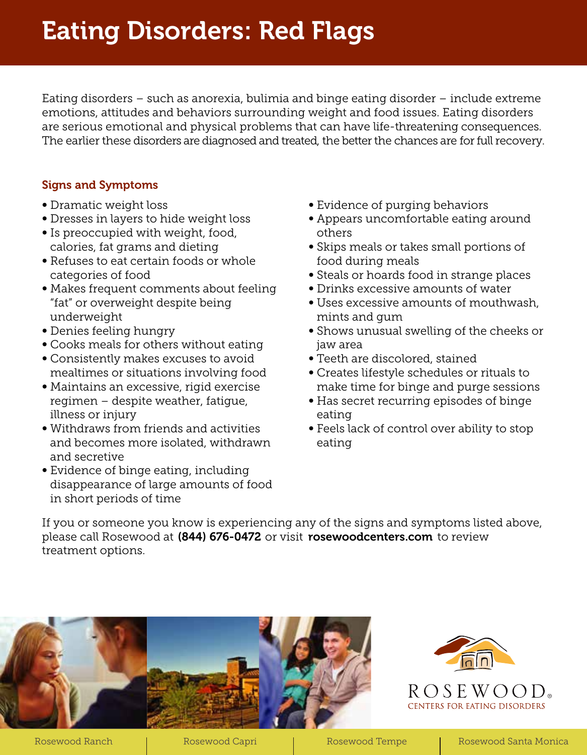# Eating Disorders: Red Flags

Eating disorders – such as anorexia, bulimia and binge eating disorder – include extreme emotions, attitudes and behaviors surrounding weight and food issues. Eating disorders are serious emotional and physical problems that can have life-threatening consequences. The earlier these disorders are diagnosed and treated, the better the chances are for full recovery.

## Signs and Symptoms

- Dramatic weight loss
- Dresses in layers to hide weight loss
- Is preoccupied with weight, food, calories, fat grams and dieting
- Refuses to eat certain foods or whole categories of food
- Makes frequent comments about feeling "fat" or overweight despite being underweight
- Denies feeling hungry
- Cooks meals for others without eating
- Consistently makes excuses to avoid mealtimes or situations involving food
- Maintains an excessive, rigid exercise regimen – despite weather, fatigue, illness or injury
- Withdraws from friends and activities and becomes more isolated, withdrawn and secretive
- Evidence of binge eating, including disappearance of large amounts of food in short periods of time
- Evidence of purging behaviors
- Appears uncomfortable eating around others
- Skips meals or takes small portions of food during meals
- Steals or hoards food in strange places
- Drinks excessive amounts of water
- Uses excessive amounts of mouthwash, mints and gum
- Shows unusual swelling of the cheeks or jaw area
- Teeth are discolored, stained
- Creates lifestyle schedules or rituals to make time for binge and purge sessions
- Has secret recurring episodes of binge eating
- Feels lack of control over ability to stop eating

If you or someone you know is experiencing any of the signs and symptoms listed above, please call Rosewood at **(844) 676-0472** or visit **rosewoodcenters.com** to review treatment options.

ROSEWOOD® CENTERS FOR EATING DISORDERS

Rosewood Ranch | Rosewood Capri | Rosewood Tempe | Rosewood Santa Monica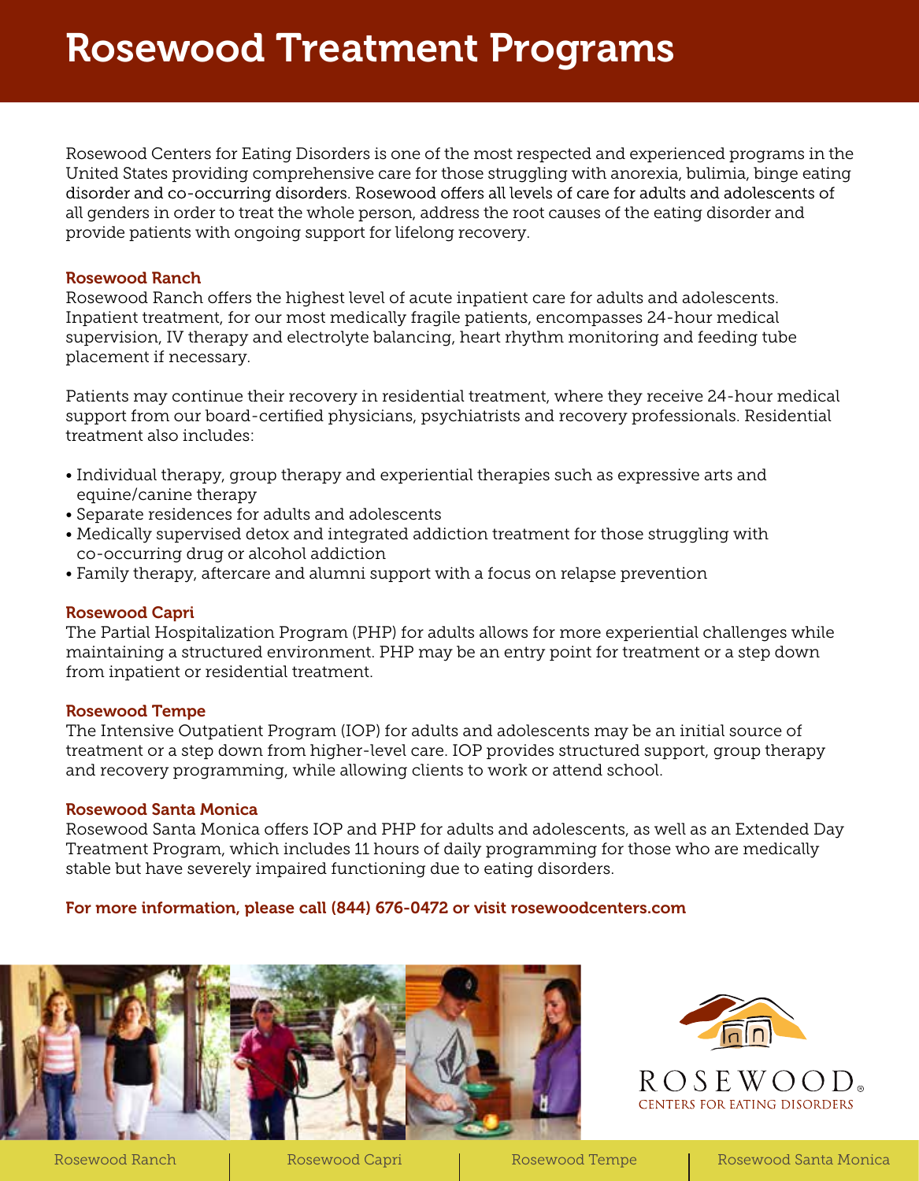# Rosewood Treatment Programs

Rosewood Centers for Eating Disorders is one of the most respected and experienced programs in the United States providing comprehensive care for those struggling with anorexia, bulimia, binge eating disorder and co-occurring disorders. Rosewood offers all levels of care for adults and adolescents of all genders in order to treat the whole person, address the root causes of the eating disorder and provide patients with ongoing support for lifelong recovery.

### Rosewood Ranch

Rosewood Ranch offers the highest level of acute inpatient care for adults and adolescents. Inpatient treatment, for our most medically fragile patients, encompasses 24-hour medical supervision, IV therapy and electrolyte balancing, heart rhythm monitoring and feeding tube placement if necessary.

Patients may continue their recovery in residential treatment, where they receive 24-hour medical support from our board-certified physicians, psychiatrists and recovery professionals. Residential treatment also includes:

- Individual therapy, group therapy and experiential therapies such as expressive arts and equine/canine therapy
- Separate residences for adults and adolescents
- Medically supervised detox and integrated addiction treatment for those struggling with co-occurring drug or alcohol addiction
- Family therapy, aftercare and alumni support with a focus on relapse prevention

### Rosewood Capri

The Partial Hospitalization Program (PHP) for adults allows for more experiential challenges while maintaining a structured environment. PHP may be an entry point for treatment or a step down from inpatient or residential treatment.

### Rosewood Tempe

The Intensive Outpatient Program (IOP) for adults and adolescents may be an initial source of treatment or a step down from higher-level care. IOP provides structured support, group therapy and recovery programming, while allowing clients to work or attend school.

### Rosewood Santa Monica

Rosewood Santa Monica offers IOP and PHP for adults and adolescents, as well as an Extended Day Treatment Program, which includes 11 hours of daily programming for those who are medically stable but have severely impaired functioning due to eating disorders.

**For more information, please call (844) 676-0472 or visit rosewoodcenters.com**

ROSEWOOD® CENTERS FOR EATING DISORDERS

Rosewood Ranch | Rosewood Capri | Rosewood Tempe | Rosewood Santa Monica